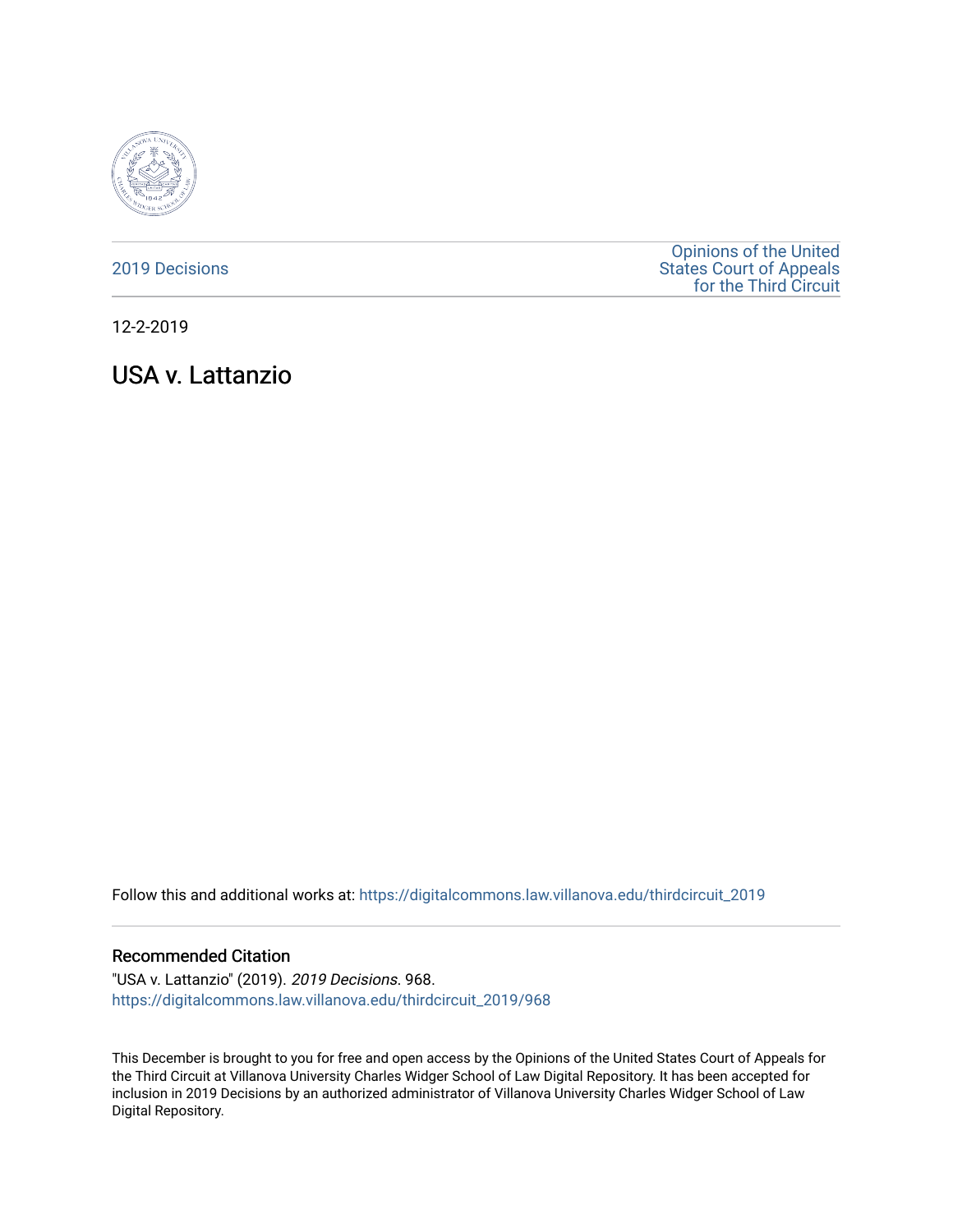2019 Decisions

Opinions of the United States Court of Appeals for the Third Circuit

12-2-2019

# USA v. Lattanzio

Follow this and additional works at: https://digitalcommons.law.villanova.edu/thirdcircuit_2019

### Recommended Citation

"USA v. Lattanzio" (2019). *2019 Decisions*. 968.
https://digitalcommons.law.villanova.edu/thirdcircuit_2019/968

This December is brought to you for free and open access by the Opinions of the United States Court of Appeals for the Third Circuit at Villanova University Charles Widger School of Law Digital Repository. It has been accepted for inclusion in 2019 Decisions by an authorized administrator of Villanova University Charles Widger School of Law Digital Repository.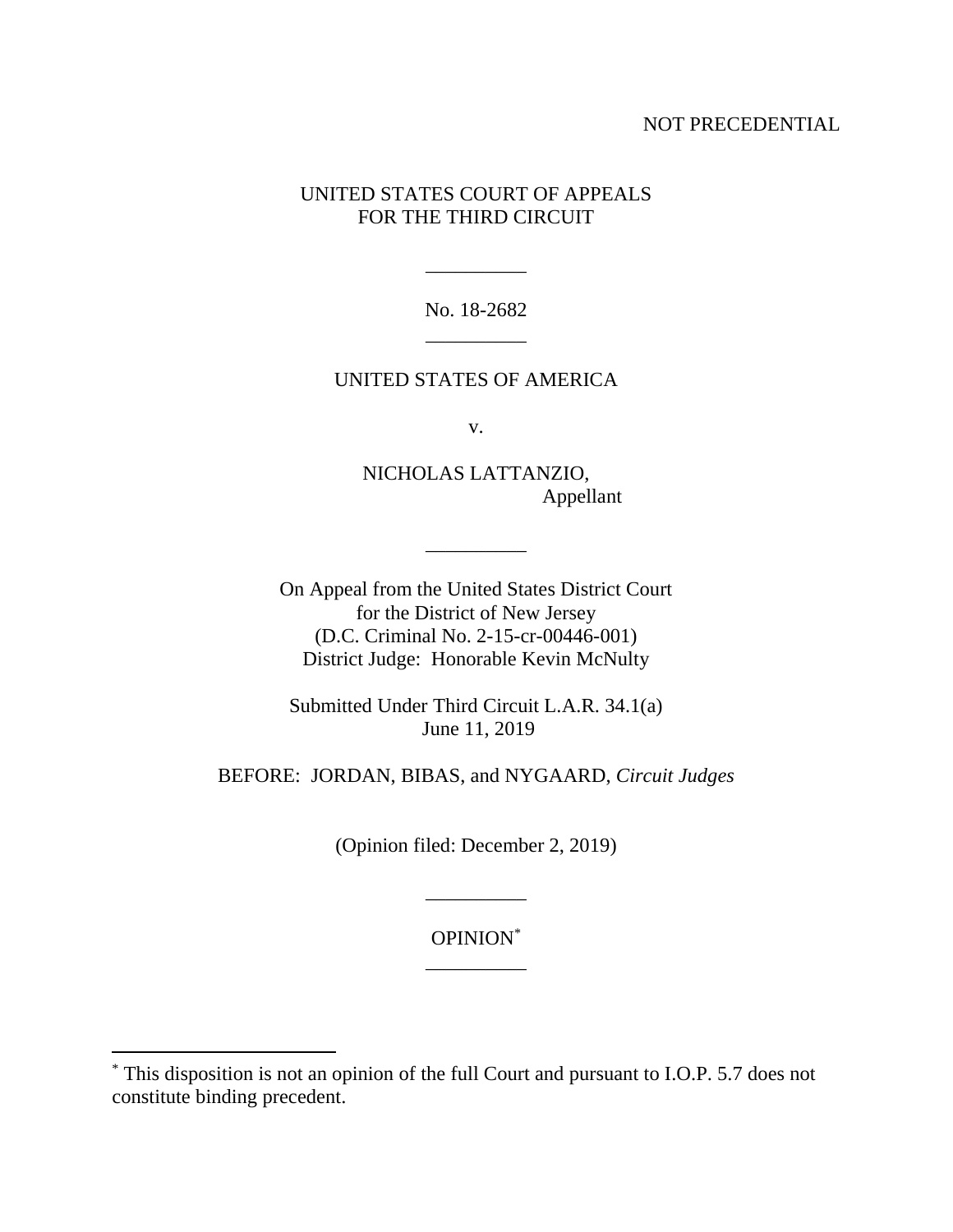NOT PRECEDENTIAL

UNITED STATES COURT OF APPEALS
FOR THE THIRD CIRCUIT

\_\_\_\_\_\_\_\_\_\_

No. 18-2682

\_\_\_\_\_\_\_\_\_\_

UNITED STATES OF AMERICA

v.

NICHOLAS LATTANZIO,
Appellant

\_\_\_\_\_\_\_\_\_\_

On Appeal from the United States District Court
for the District of New Jersey
(D.C. Criminal No. 2-15-cr-00446-001)
District Judge: Honorable Kevin McNulty

Submitted Under Third Circuit L.A.R. 34.1(a)
June 11, 2019

BEFORE: JORDAN, BIBAS, and NYGAARD, *Circuit Judges*

(Opinion filed: December 2, 2019)

\_\_\_\_\_\_\_\_\_\_

OPINION*

\_\_\_\_\_\_\_\_\_\_

---

* This disposition is not an opinion of the full Court and pursuant to I.O.P. 5.7 does not constitute binding precedent.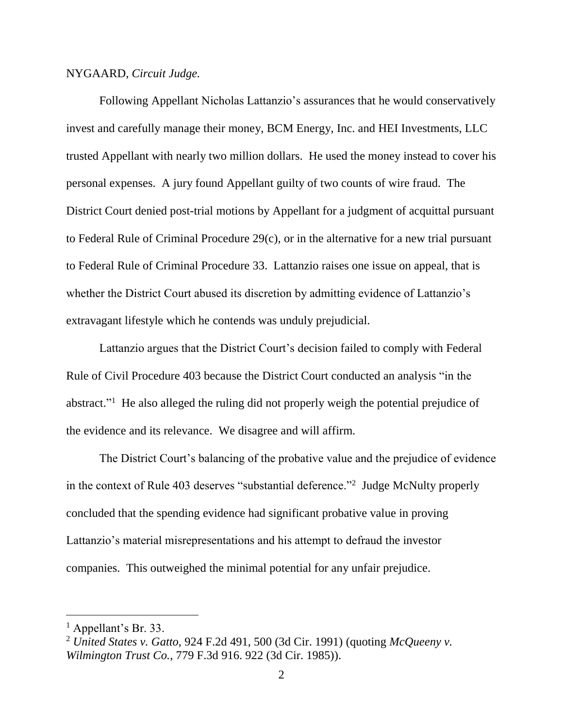NYGAARD, *Circuit Judge.*

Following Appellant Nicholas Lattanzio's assurances that he would conservatively invest and carefully manage their money, BCM Energy, Inc. and HEI Investments, LLC trusted Appellant with nearly two million dollars. He used the money instead to cover his personal expenses. A jury found Appellant guilty of two counts of wire fraud. The District Court denied post-trial motions by Appellant for a judgment of acquittal pursuant to Federal Rule of Criminal Procedure 29(c), or in the alternative for a new trial pursuant to Federal Rule of Criminal Procedure 33. Lattanzio raises one issue on appeal, that is whether the District Court abused its discretion by admitting evidence of Lattanzio's extravagant lifestyle which he contends was unduly prejudicial.

Lattanzio argues that the District Court's decision failed to comply with Federal Rule of Civil Procedure 403 because the District Court conducted an analysis "in the abstract."[1] He also alleged the ruling did not properly weigh the potential prejudice of the evidence and its relevance. We disagree and will affirm.

The District Court's balancing of the probative value and the prejudice of evidence in the context of Rule 403 deserves "substantial deference."[2] Judge McNulty properly concluded that the spending evidence had significant probative value in proving Lattanzio's material misrepresentations and his attempt to defraud the investor companies. This outweighed the minimal potential for any unfair prejudice.

---

[1] Appellant's Br. 33.

[2] *United States v. Gatto*, 924 F.2d 491, 500 (3d Cir. 1991) (quoting *McQueeny v. Wilmington Trust Co.*, 779 F.3d 916. 922 (3d Cir. 1985)).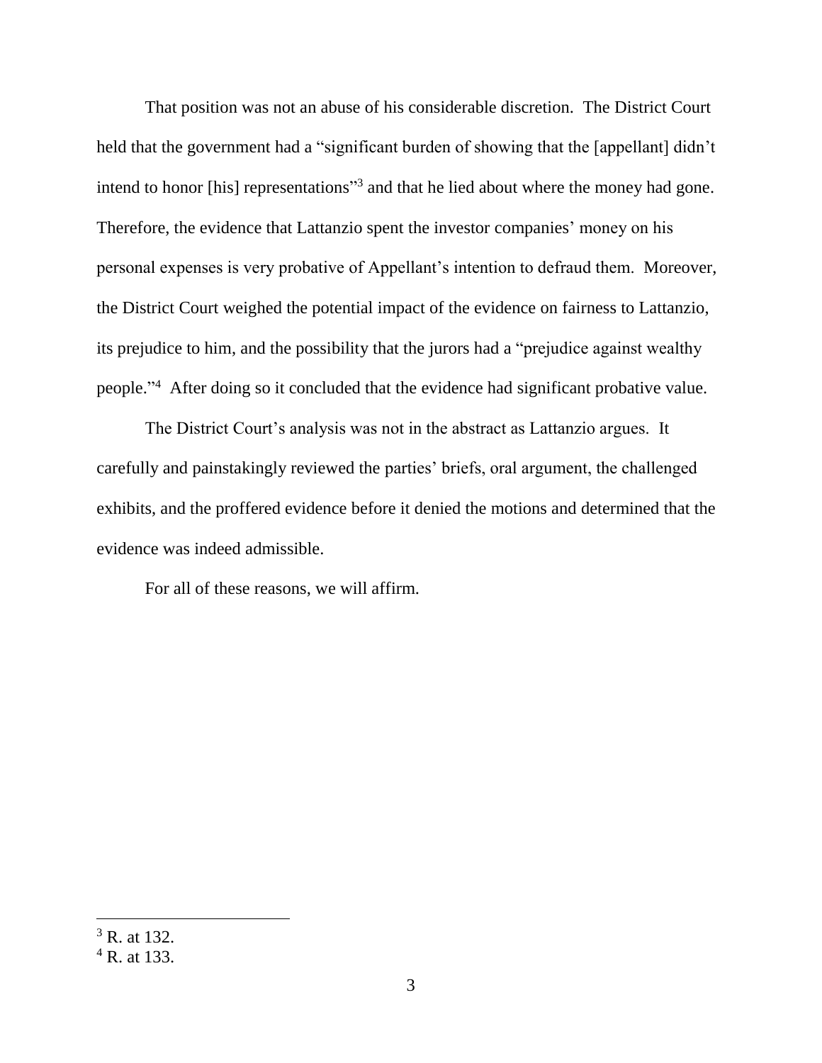That position was not an abuse of his considerable discretion. The District Court held that the government had a "significant burden of showing that the [appellant] didn't intend to honor [his] representations"[3] and that he lied about where the money had gone. Therefore, the evidence that Lattanzio spent the investor companies' money on his personal expenses is very probative of Appellant's intention to defraud them. Moreover, the District Court weighed the potential impact of the evidence on fairness to Lattanzio, its prejudice to him, and the possibility that the jurors had a "prejudice against wealthy people."[4] After doing so it concluded that the evidence had significant probative value.

The District Court's analysis was not in the abstract as Lattanzio argues. It carefully and painstakingly reviewed the parties' briefs, oral argument, the challenged exhibits, and the proffered evidence before it denied the motions and determined that the evidence was indeed admissible.

For all of these reasons, we will affirm.

---

[3] R. at 132.

[4] R. at 133.